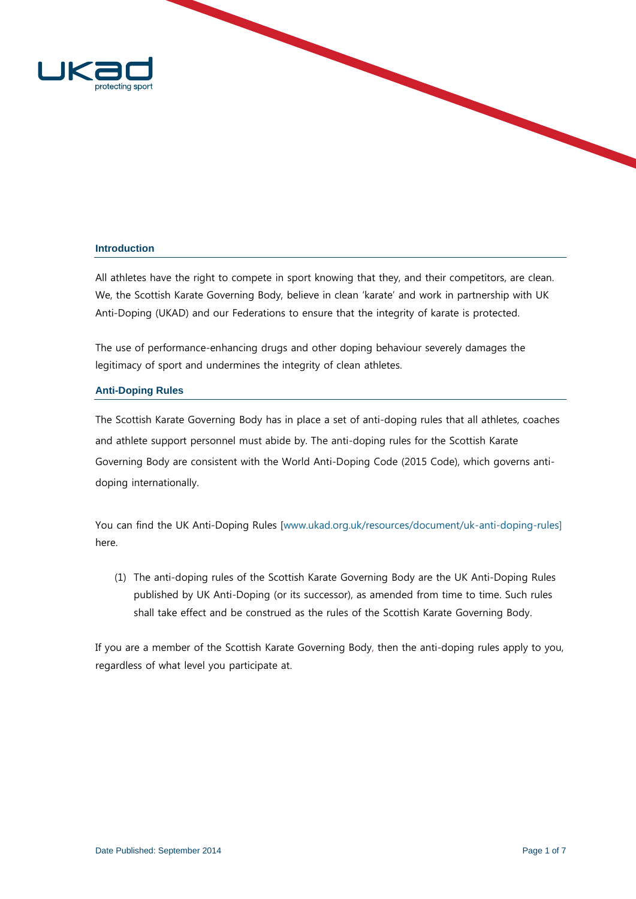## Introduction

All athletes have the right to compete in sport knowing that they, and their competitors, are clean. We, the Scottish Karate Governing Body, believe in clean 'karate' and work in partnership with UK Anti-Doping (UKAD) and our Federations to ensure that the integrity of karate is protected.

The use of performance-enhancing drugs and other doping behaviour severely damages the legitimacy of sport and undermines the integrity of clean athletes.

## Anti-Doping Rules

The Scottish Karate Governing Body has in place a set of anti-doping rules that all athletes, coaches and athlete support personnel must abide by. The anti-doping rules for the Scottish Karate Governing Body are consistent with the World Anti-Doping Code (2015 Code), which governs anti-doping internationally.

You can find the UK Anti-Doping Rules [www.ukad.org.uk/resources/document/uk-anti-doping-rules] here.

(1) The anti-doping rules of the Scottish Karate Governing Body are the UK Anti-Doping Rules published by UK Anti-Doping (or its successor), as amended from time to time. Such rules shall take effect and be construed as the rules of the Scottish Karate Governing Body.

If you are a member of the Scottish Karate Governing Body, then the anti-doping rules apply to you, regardless of what level you participate at.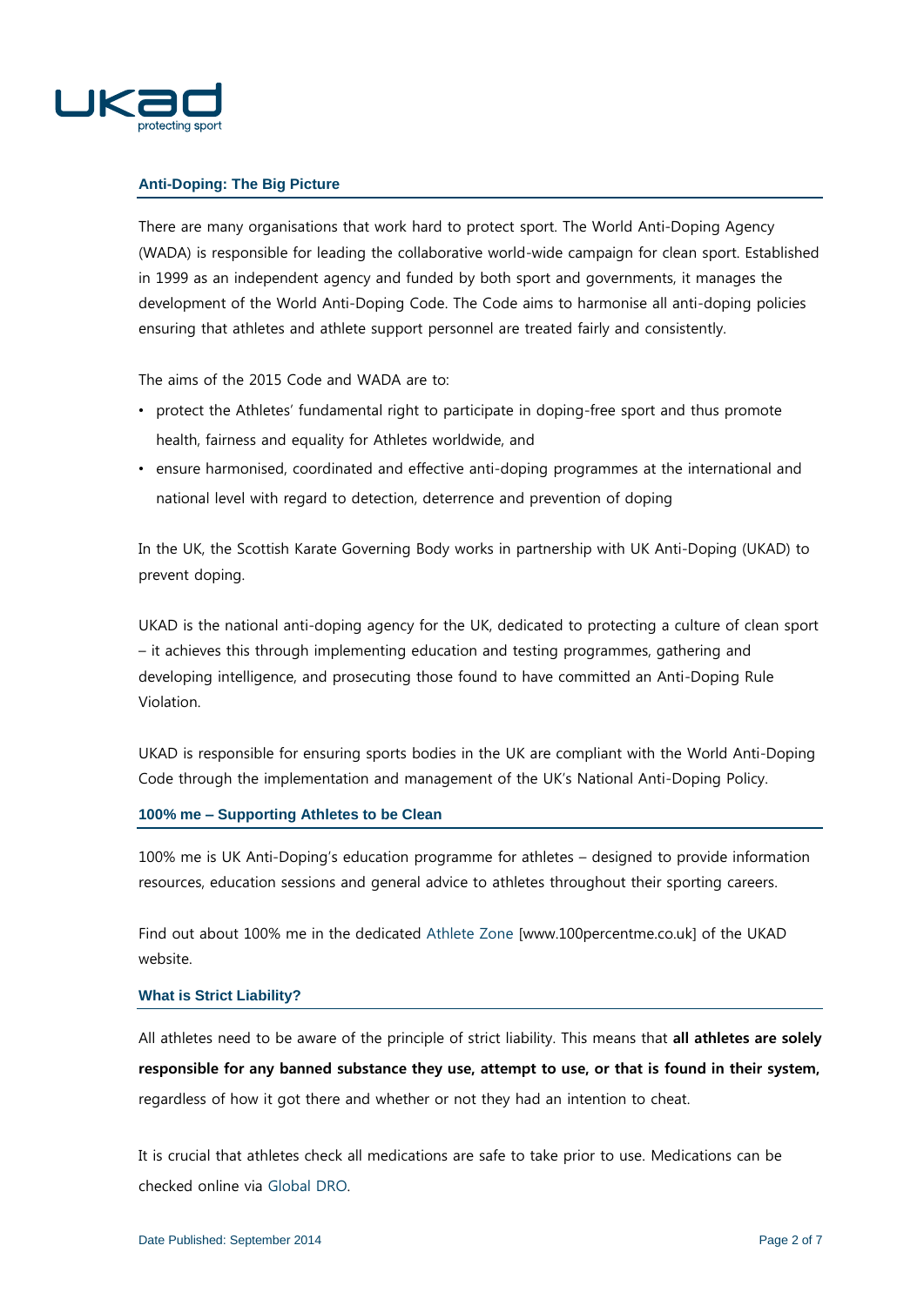## Anti-Doping: The Big Picture

There are many organisations that work hard to protect sport. The World Anti-Doping Agency (WADA) is responsible for leading the collaborative world-wide campaign for clean sport. Established in 1999 as an independent agency and funded by both sport and governments, it manages the development of the World Anti-Doping Code. The Code aims to harmonise all anti-doping policies ensuring that athletes and athlete support personnel are treated fairly and consistently.

The aims of the 2015 Code and WADA are to:

- protect the Athletes' fundamental right to participate in doping-free sport and thus promote health, fairness and equality for Athletes worldwide, and
- ensure harmonised, coordinated and effective anti-doping programmes at the international and national level with regard to detection, deterrence and prevention of doping

In the UK, the Scottish Karate Governing Body works in partnership with UK Anti-Doping (UKAD) to prevent doping.

UKAD is the national anti-doping agency for the UK, dedicated to protecting a culture of clean sport – it achieves this through implementing education and testing programmes, gathering and developing intelligence, and prosecuting those found to have committed an Anti-Doping Rule Violation.

UKAD is responsible for ensuring sports bodies in the UK are compliant with the World Anti-Doping Code through the implementation and management of the UK's National Anti-Doping Policy.

## 100% me – Supporting Athletes to be Clean

100% me is UK Anti-Doping's education programme for athletes – designed to provide information resources, education sessions and general advice to athletes throughout their sporting careers.

Find out about 100% me in the dedicated Athlete Zone [www.100percentme.co.uk] of the UKAD website.

## What is Strict Liability?

All athletes need to be aware of the principle of strict liability. This means that **all athletes are solely responsible for any banned substance they use, attempt to use, or that is found in their system,** regardless of how it got there and whether or not they had an intention to cheat.

It is crucial that athletes check all medications are safe to take prior to use. Medications can be checked online via Global DRO.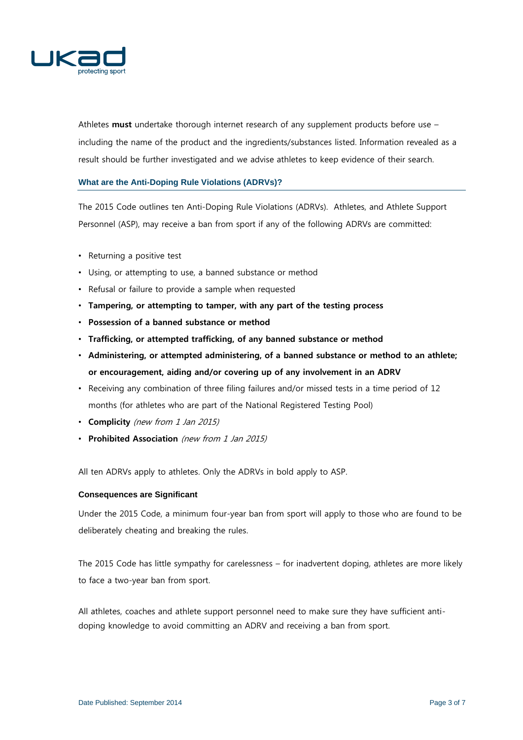Athletes **must** undertake thorough internet research of any supplement products before use – including the name of the product and the ingredients/substances listed. Information revealed as a result should be further investigated and we advise athletes to keep evidence of their search.

### What are the Anti-Doping Rule Violations (ADRVs)?

The 2015 Code outlines ten Anti-Doping Rule Violations (ADRVs). Athletes, and Athlete Support Personnel (ASP), may receive a ban from sport if any of the following ADRVs are committed:

- Returning a positive test
- Using, or attempting to use, a banned substance or method
- Refusal or failure to provide a sample when requested
- **Tampering, or attempting to tamper, with any part of the testing process**
- **Possession of a banned substance or method**
- **Trafficking, or attempted trafficking, of any banned substance or method**
- **Administering, or attempted administering, of a banned substance or method to an athlete; or encouragement, aiding and/or covering up of any involvement in an ADRV**
- Receiving any combination of three filing failures and/or missed tests in a time period of 12 months (for athletes who are part of the National Registered Testing Pool)
- **Complicity** *(new from 1 Jan 2015)*
- **Prohibited Association** *(new from 1 Jan 2015)*

All ten ADRVs apply to athletes. Only the ADRVs in bold apply to ASP.

### Consequences are Significant

Under the 2015 Code, a minimum four-year ban from sport will apply to those who are found to be deliberately cheating and breaking the rules.

The 2015 Code has little sympathy for carelessness – for inadvertent doping, athletes are more likely to face a two-year ban from sport.

All athletes, coaches and athlete support personnel need to make sure they have sufficient anti-doping knowledge to avoid committing an ADRV and receiving a ban from sport.

Date Published: September 2014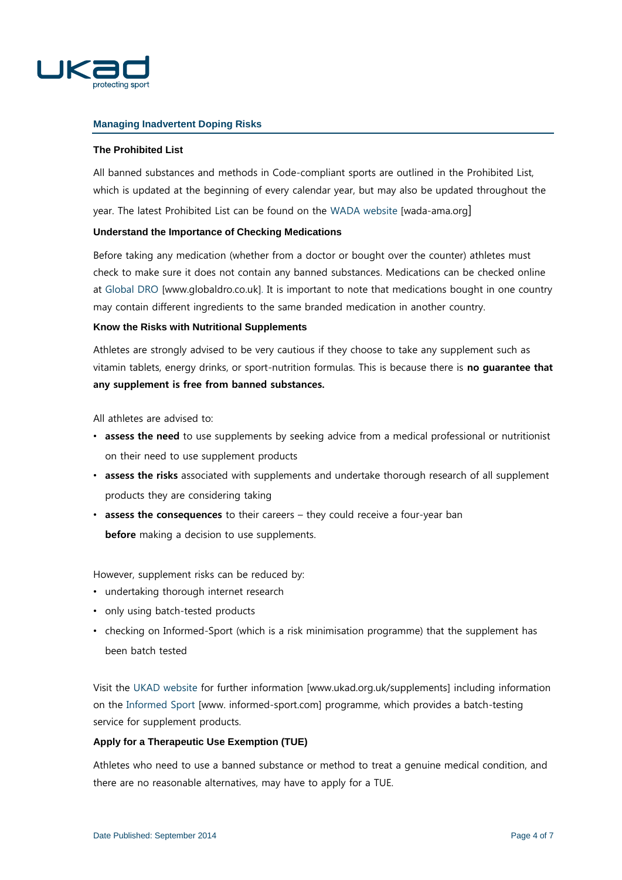## Managing Inadvertent Doping Risks

### The Prohibited List

All banned substances and methods in Code-compliant sports are outlined in the Prohibited List, which is updated at the beginning of every calendar year, but may also be updated throughout the year. The latest Prohibited List can be found on the WADA website [wada-ama.org]

### Understand the Importance of Checking Medications

Before taking any medication (whether from a doctor or bought over the counter) athletes must check to make sure it does not contain any banned substances. Medications can be checked online at Global DRO [www.globaldro.co.uk]. It is important to note that medications bought in one country may contain different ingredients to the same branded medication in another country.

### Know the Risks with Nutritional Supplements

Athletes are strongly advised to be very cautious if they choose to take any supplement such as vitamin tablets, energy drinks, or sport-nutrition formulas. This is because there is **no guarantee that any supplement is free from banned substances.**

All athletes are advised to:

- **assess the need** to use supplements by seeking advice from a medical professional or nutritionist on their need to use supplement products
- **assess the risks** associated with supplements and undertake thorough research of all supplement products they are considering taking
- **assess the consequences** to their careers – they could receive a four-year ban

**before** making a decision to use supplements.

However, supplement risks can be reduced by:

- undertaking thorough internet research
- only using batch-tested products
- checking on Informed-Sport (which is a risk minimisation programme) that the supplement has been batch tested

Visit the UKAD website for further information [www.ukad.org.uk/supplements] including information on the Informed Sport [www. informed-sport.com] programme, which provides a batch-testing service for supplement products.

### Apply for a Therapeutic Use Exemption (TUE)

Athletes who need to use a banned substance or method to treat a genuine medical condition, and there are no reasonable alternatives, may have to apply for a TUE.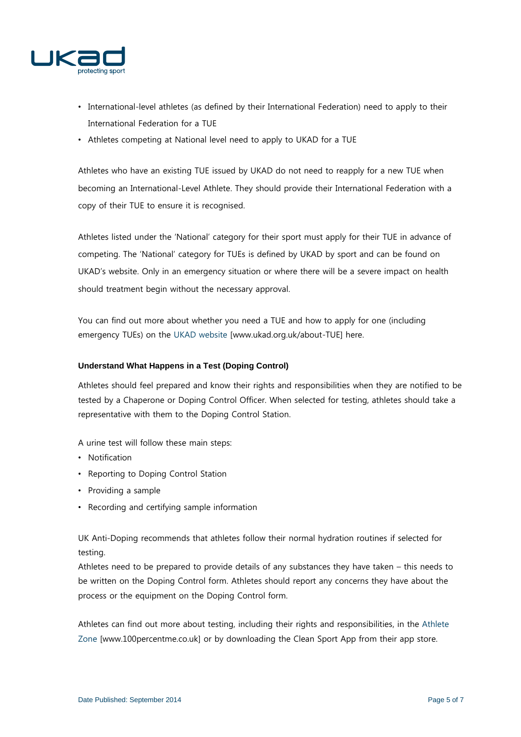- International-level athletes (as defined by their International Federation) need to apply to their International Federation for a TUE
- Athletes competing at National level need to apply to UKAD for a TUE

Athletes who have an existing TUE issued by UKAD do not need to reapply for a new TUE when becoming an International-Level Athlete. They should provide their International Federation with a copy of their TUE to ensure it is recognised.

Athletes listed under the 'National' category for their sport must apply for their TUE in advance of competing. The 'National' category for TUEs is defined by UKAD by sport and can be found on UKAD's website. Only in an emergency situation or where there will be a severe impact on health should treatment begin without the necessary approval.

You can find out more about whether you need a TUE and how to apply for one (including emergency TUEs) on the UKAD website [www.ukad.org.uk/about-TUE] here.

**Understand What Happens in a Test (Doping Control)**

Athletes should feel prepared and know their rights and responsibilities when they are notified to be tested by a Chaperone or Doping Control Officer. When selected for testing, athletes should take a representative with them to the Doping Control Station.

A urine test will follow these main steps:

- Notification
- Reporting to Doping Control Station
- Providing a sample
- Recording and certifying sample information

UK Anti-Doping recommends that athletes follow their normal hydration routines if selected for testing.
Athletes need to be prepared to provide details of any substances they have taken – this needs to be written on the Doping Control form. Athletes should report any concerns they have about the process or the equipment on the Doping Control form.

Athletes can find out more about testing, including their rights and responsibilities, in the Athlete Zone [www.100percentme.co.uk] or by downloading the Clean Sport App from their app store.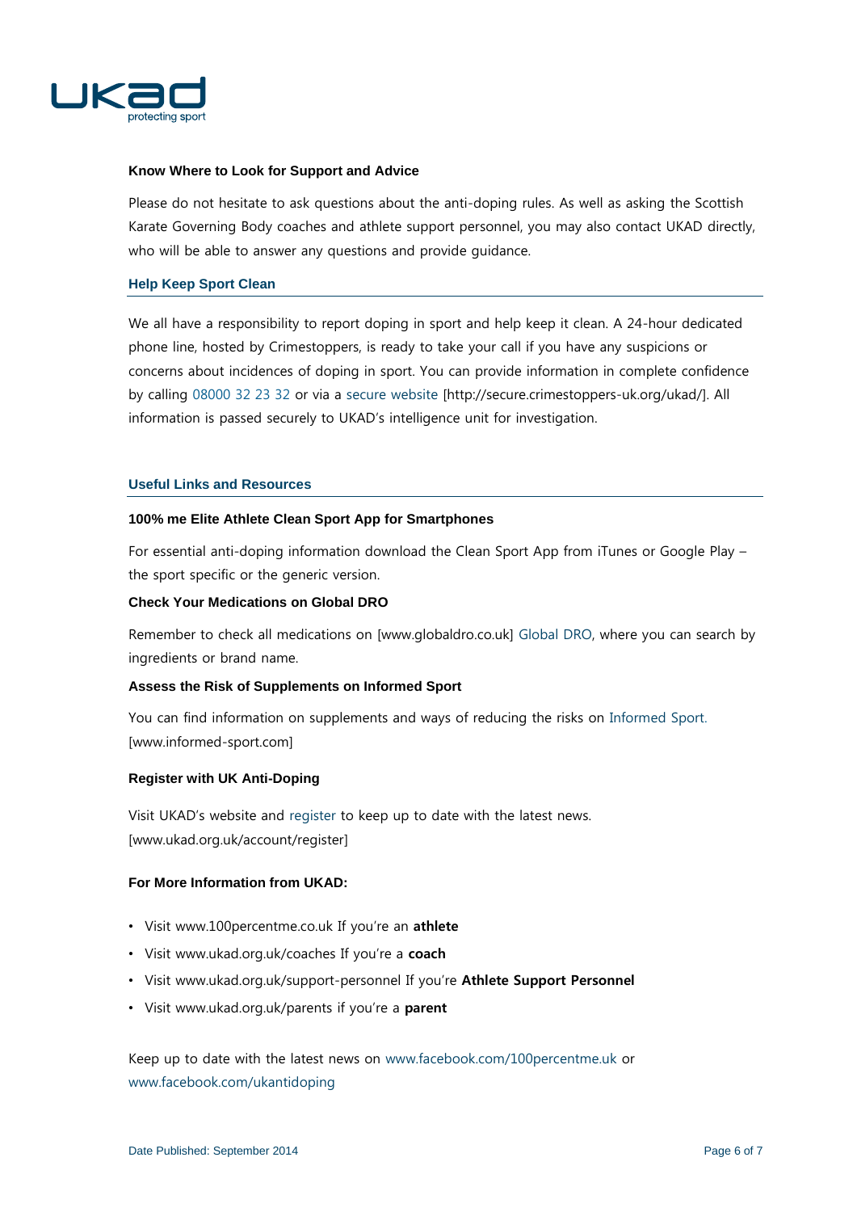### Know Where to Look for Support and Advice

Please do not hesitate to ask questions about the anti-doping rules. As well as asking the Scottish Karate Governing Body coaches and athlete support personnel, you may also contact UKAD directly, who will be able to answer any questions and provide guidance.

## Help Keep Sport Clean

We all have a responsibility to report doping in sport and help keep it clean. A 24-hour dedicated phone line, hosted by Crimestoppers, is ready to take your call if you have any suspicions or concerns about incidences of doping in sport. You can provide information in complete confidence by calling 08000 32 23 32 or via a secure website [http://secure.crimestoppers-uk.org/ukad/]. All information is passed securely to UKAD's intelligence unit for investigation.

## Useful Links and Resources

### 100% me Elite Athlete Clean Sport App for Smartphones

For essential anti-doping information download the Clean Sport App from iTunes or Google Play – the sport specific or the generic version.

### Check Your Medications on Global DRO

Remember to check all medications on [www.globaldro.co.uk] Global DRO, where you can search by ingredients or brand name.

### Assess the Risk of Supplements on Informed Sport

You can find information on supplements and ways of reducing the risks on Informed Sport. [www.informed-sport.com]

### Register with UK Anti-Doping

Visit UKAD's website and register to keep up to date with the latest news. [www.ukad.org.uk/account/register]

### For More Information from UKAD:

- Visit www.100percentme.co.uk If you're an **athlete**
- Visit www.ukad.org.uk/coaches If you're a **coach**
- Visit www.ukad.org.uk/support-personnel If you're **Athlete Support Personnel**
- Visit www.ukad.org.uk/parents if you're a **parent**

Keep up to date with the latest news on www.facebook.com/100percentme.uk or www.facebook.com/ukantidoping

Date Published: September 2014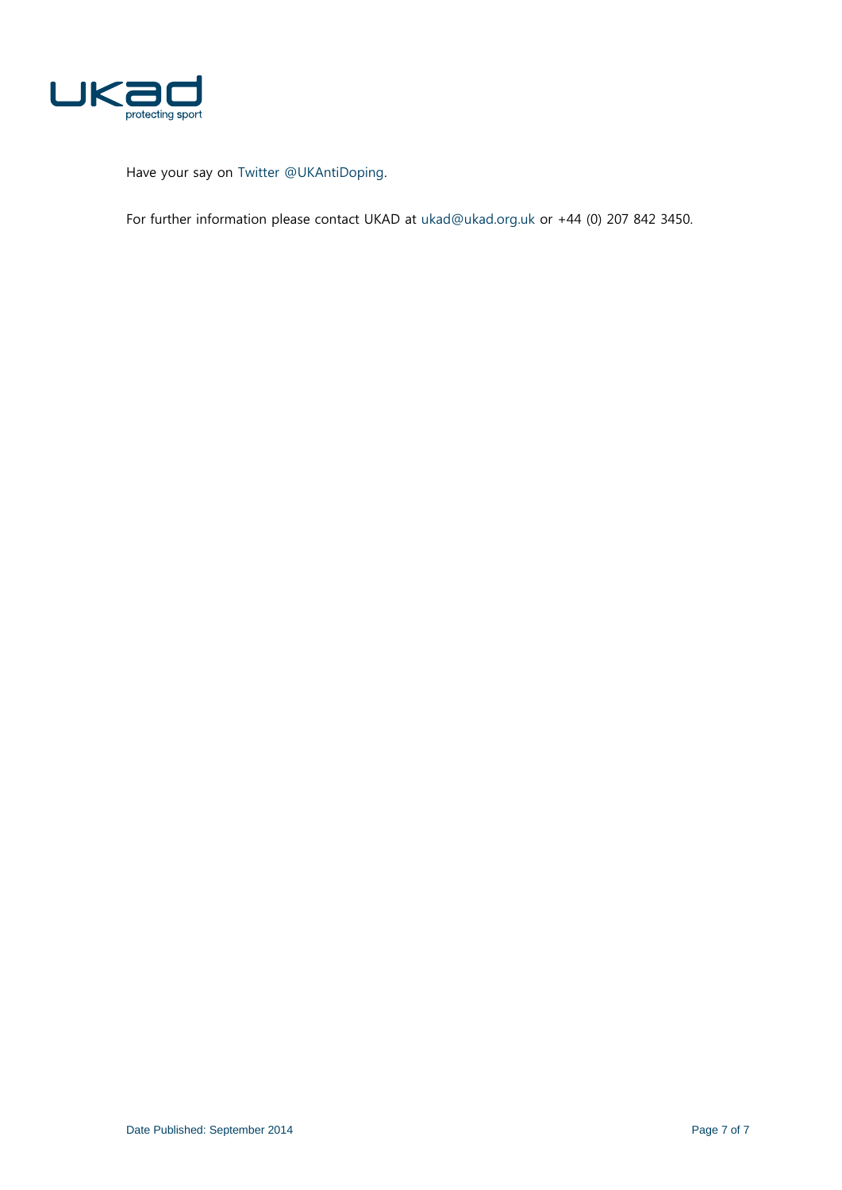Have your say on Twitter @UKAntiDoping.

For further information please contact UKAD at ukad@ukad.org.uk or +44 (0) 207 842 3450.

Date Published: September 2014